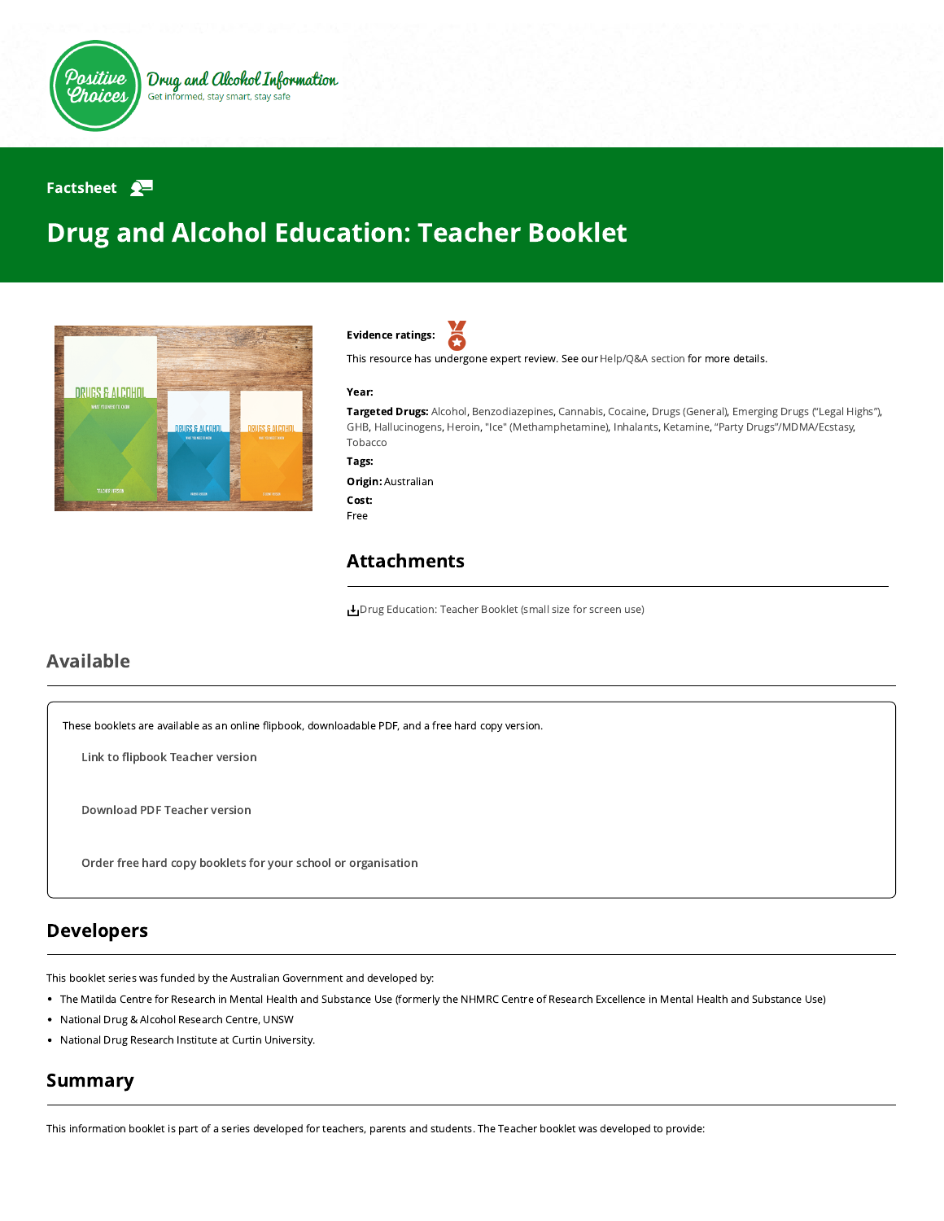Positive Choices

Drug and Alcohol Information
Get informed, stay smart, stay safe

Factsheet

# Drug and Alcohol Education: Teacher Booklet

**Evidence ratings:**

This resource has undergone expert review. See our Help/Q&A section for more details.

**Year:**

**Targeted Drugs:** Alcohol, Benzodiazepines, Cannabis, Cocaine, Drugs (General), Emerging Drugs ("Legal Highs"), GHB, Hallucinogens, Heroin, "Ice" (Methamphetamine), Inhalants, Ketamine, "Party Drugs"/MDMA/Ecstasy, Tobacco

**Tags:**

**Origin:** Australian

**Cost:**
Free

## Attachments

Drug Education: Teacher Booklet (small size for screen use)

## Available

These booklets are available as an online flipbook, downloadable PDF, and a free hard copy version.

Link to flipbook Teacher version

Download PDF Teacher version

Order free hard copy booklets for your school or organisation

## Developers

This booklet series was funded by the Australian Government and developed by:

- The Matilda Centre for Research in Mental Health and Substance Use (formerly the NHMRC Centre of Research Excellence in Mental Health and Substance Use)
- National Drug & Alcohol Research Centre, UNSW
- National Drug Research Institute at Curtin University.

## Summary

This information booklet is part of a series developed for teachers, parents and students. The Teacher booklet was developed to provide: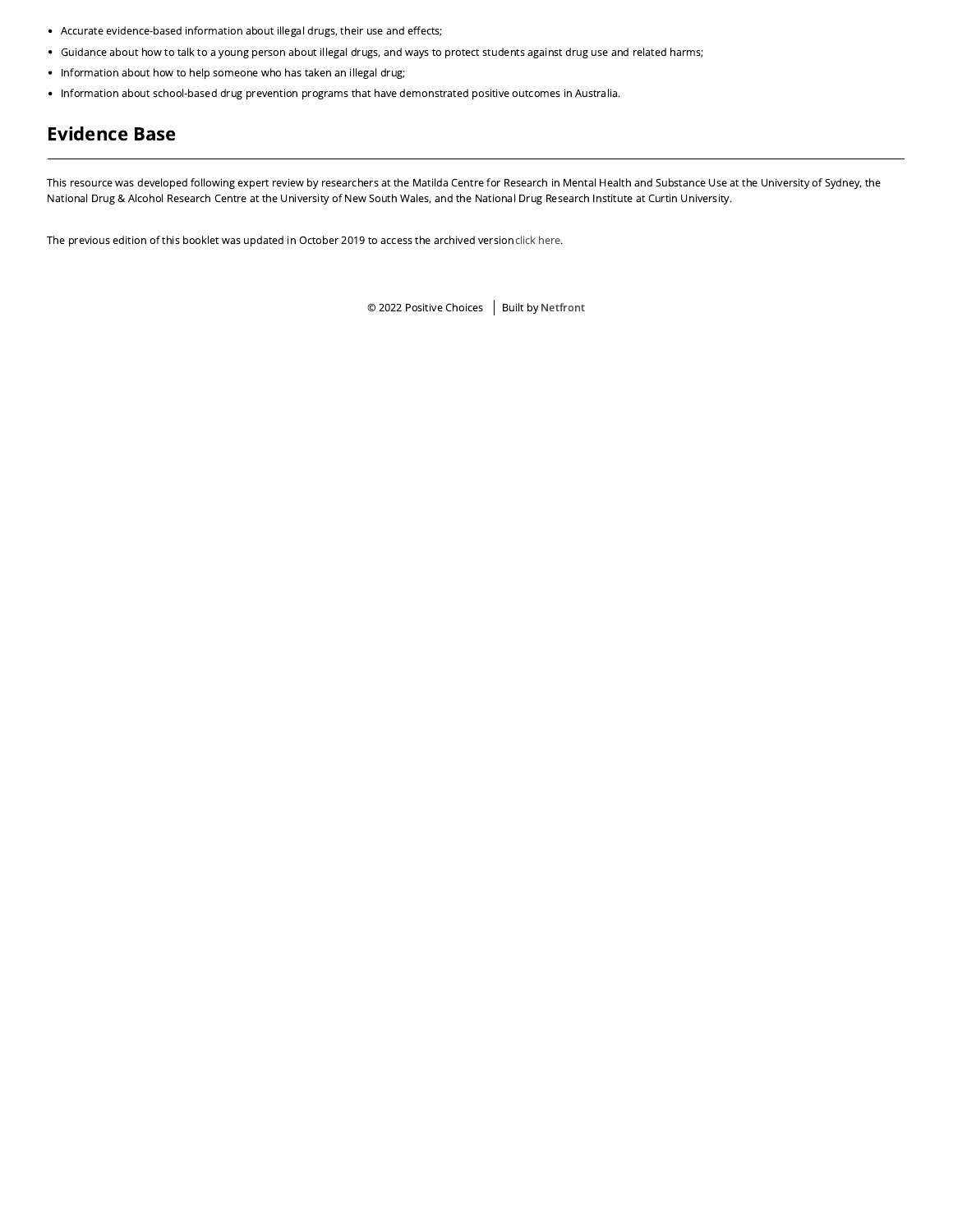- Accurate evidence-based information about illegal drugs, their use and effects;
- Guidance about how to talk to a young person about illegal drugs, and ways to protect students against drug use and related harms;
- Information about how to help someone who has taken an illegal drug;
- Information about school-based drug prevention programs that have demonstrated positive outcomes in Australia.

## Evidence Base

This resource was developed following expert review by researchers at the Matilda Centre for Research in Mental Health and Substance Use at the University of Sydney, the National Drug & Alcohol Research Centre at the University of New South Wales, and the National Drug Research Institute at Curtin University.

The previous edition of this booklet was updated in October 2019 to access the archived version click here.

© 2022 Positive Choices | Built by **Netfront**